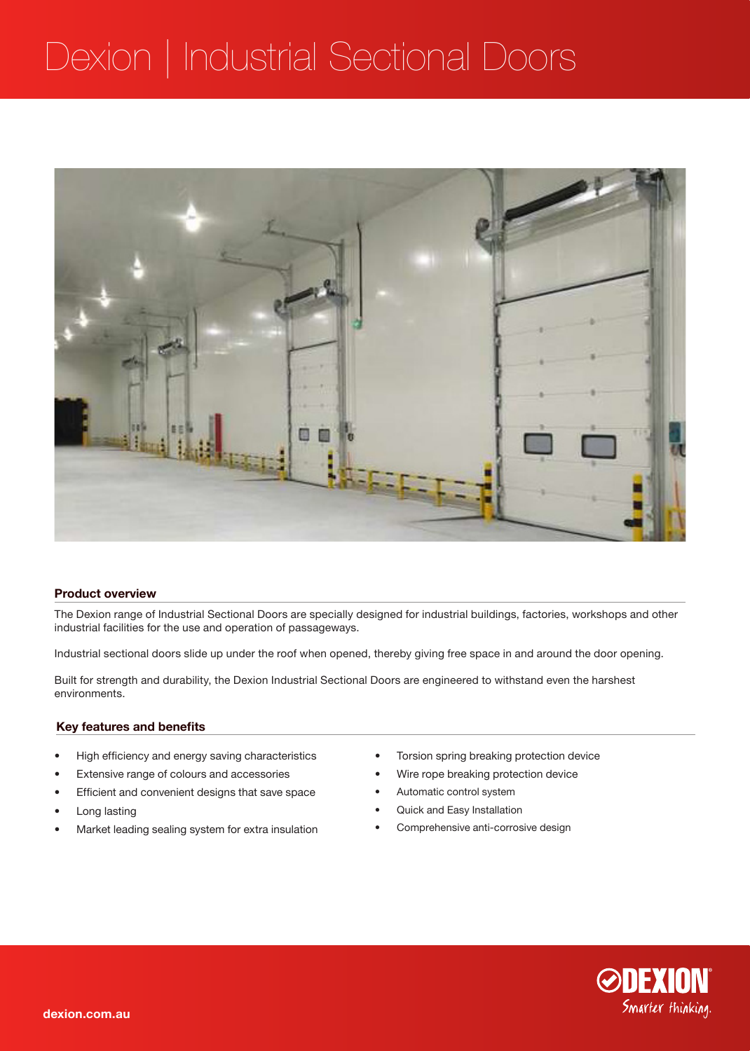# Dexion | Industrial Sectional Doors

## Product overview

The Dexion range of Industrial Sectional Doors are specially designed for industrial buildings, factories, workshops and other industrial facilities for the use and operation of passageways.

Industrial sectional doors slide up under the roof when opened, thereby giving free space in and around the door opening.

Built for strength and durability, the Dexion Industrial Sectional Doors are engineered to withstand even the harshest environments.

## Key features and benefits

- High efficiency and energy saving characteristics
- Extensive range of colours and accessories
- Efficient and convenient designs that save space
- Long lasting
- Market leading sealing system for extra insulation
- Torsion spring breaking protection device
- Wire rope breaking protection device
- Automatic control system
- Quick and Easy Installation
- Comprehensive anti-corrosive design

dexion.com.au

DEXION Smarter thinking.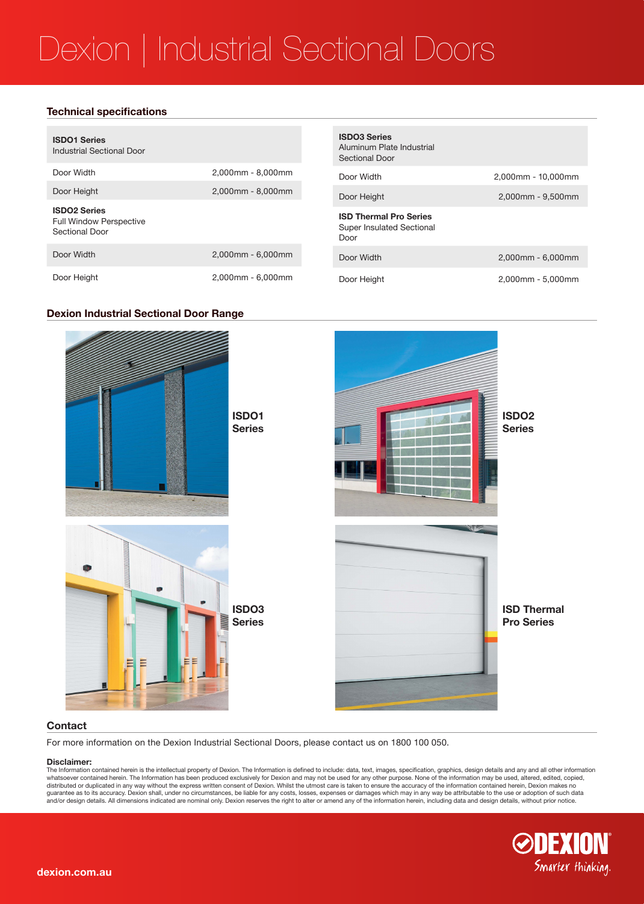# Dexion | Industrial Sectional Doors

## Technical specifications

| | |
|---|---|
| **ISDO1 Series** Industrial Sectional Door | |
| Door Width | 2,000mm - 8,000mm |
| Door Height | 2,000mm - 8,000mm |
| **ISDO2 Series** Full Window Perspective Sectional Door | |
| Door Width | 2,000mm - 6,000mm |
| Door Height | 2,000mm - 6,000mm |

| | |
|---|---|
| **ISDO3 Series** Aluminum Plate Industrial Sectional Door | |
| Door Width | 2,000mm - 10,000mm |
| Door Height | 2,000mm - 9,500mm |
| **ISD Thermal Pro Series** Super Insulated Sectional Door | |
| Door Width | 2,000mm - 6,000mm |
| Door Height | 2,000mm - 5,000mm |

## Dexion Industrial Sectional Door Range

**ISDO1 Series**

**ISDO2 Series**

**ISDO3 Series**

**ISD Thermal Pro Series**

## Contact

For more information on the Dexion Industrial Sectional Doors, please contact us on 1800 100 050.

**Disclaimer:**
The Information contained herein is the intellectual property of Dexion. The Information is defined to include: data, text, images, specification, graphics, design details and any and all other information whatsoever contained herein. The Information has been produced exclusively for Dexion and may not be used for any other purpose. None of the information may be used, altered, edited, copied, distributed or duplicated in any way without the express written consent of Dexion. Whilst the utmost care is taken to ensure the accuracy of the information contained herein, Dexion makes no guarantee as to its accuracy. Dexion shall, under no circumstances, be liable for any costs, losses, expenses or damages which may in any way be attributable to the use or adoption of such data and/or design details. All dimensions indicated are nominal only. Dexion reserves the right to alter or amend any of the information herein, including data and design details, without prior notice.

dexion.com.au

DEXION® Smarter thinking.